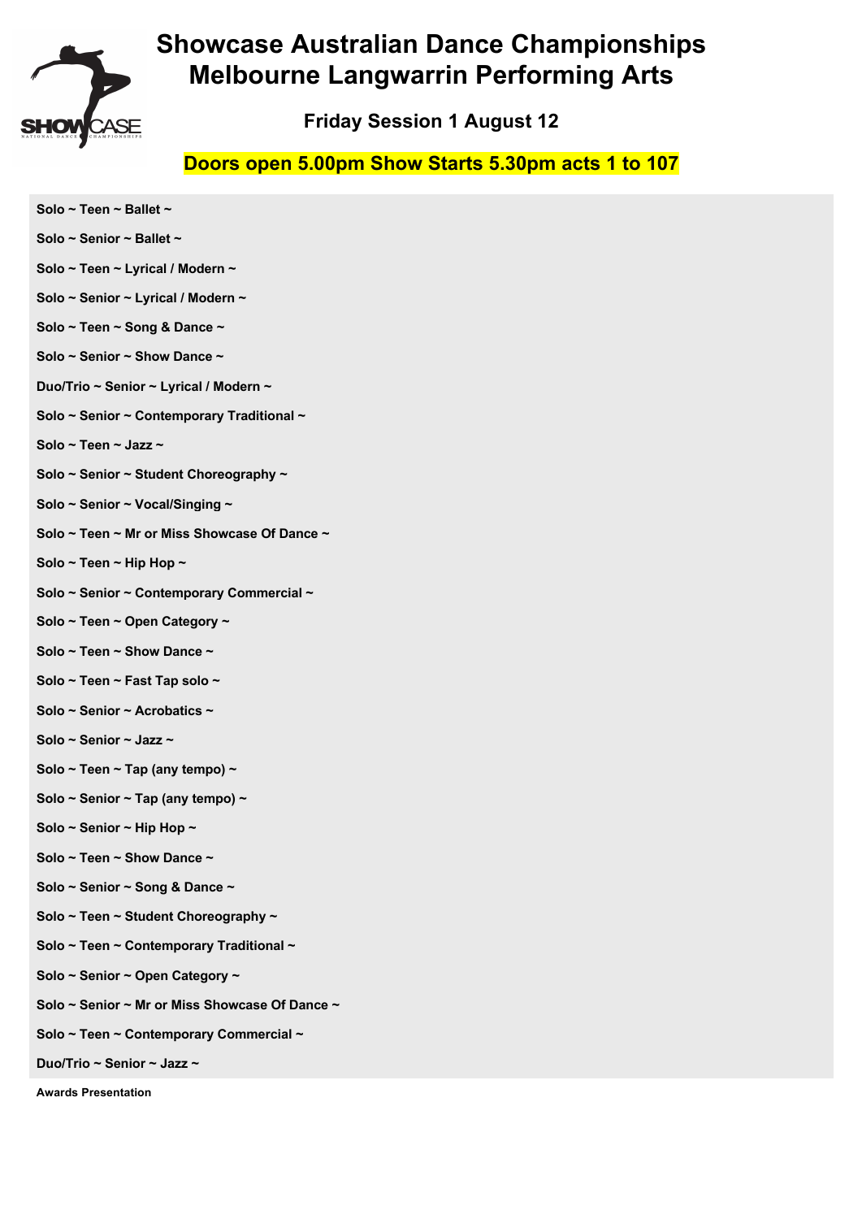# Showcase Australian Dance Championships
# Melbourne Langwarrin Performing Arts

### Friday Session 1 August 12

### Doors open 5.00pm Show Starts 5.30pm acts 1 to 107

**Solo ~ Teen ~ Ballet ~**

**Solo ~ Senior ~ Ballet ~**

**Solo ~ Teen ~ Lyrical / Modern ~**

**Solo ~ Senior ~ Lyrical / Modern ~**

**Solo ~ Teen ~ Song & Dance ~**

**Solo ~ Senior ~ Show Dance ~**

**Duo/Trio ~ Senior ~ Lyrical / Modern ~**

**Solo ~ Senior ~ Contemporary Traditional ~**

**Solo ~ Teen ~ Jazz ~**

**Solo ~ Senior ~ Student Choreography ~**

**Solo ~ Senior ~ Vocal/Singing ~**

**Solo ~ Teen ~ Mr or Miss Showcase Of Dance ~**

**Solo ~ Teen ~ Hip Hop ~**

**Solo ~ Senior ~ Contemporary Commercial ~**

**Solo ~ Teen ~ Open Category ~**

**Solo ~ Teen ~ Show Dance ~**

**Solo ~ Teen ~ Fast Tap solo ~**

**Solo ~ Senior ~ Acrobatics ~**

**Solo ~ Senior ~ Jazz ~**

**Solo ~ Teen ~ Tap (any tempo) ~**

**Solo ~ Senior ~ Tap (any tempo) ~**

**Solo ~ Senior ~ Hip Hop ~**

**Solo ~ Teen ~ Show Dance ~**

**Solo ~ Senior ~ Song & Dance ~**

**Solo ~ Teen ~ Student Choreography ~**

**Solo ~ Teen ~ Contemporary Traditional ~**

**Solo ~ Senior ~ Open Category ~**

**Solo ~ Senior ~ Mr or Miss Showcase Of Dance ~**

**Solo ~ Teen ~ Contemporary Commercial ~**

**Duo/Trio ~ Senior ~ Jazz ~**

**Awards Presentation**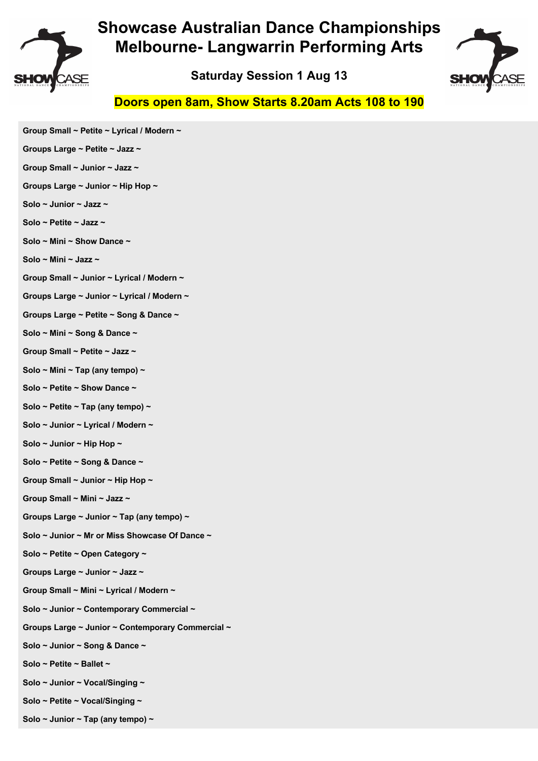# Showcase Australian Dance Championships
# Melbourne- Langwarrin Performing Arts

## Saturday Session 1 Aug 13

**Doors open 8am, Show Starts 8.20am Acts 108 to 190**

**Group Small ~ Petite ~ Lyrical / Modern ~**

**Groups Large ~ Petite ~ Jazz ~**

**Group Small ~ Junior ~ Jazz ~**

**Groups Large ~ Junior ~ Hip Hop ~**

**Solo ~ Junior ~ Jazz ~**

**Solo ~ Petite ~ Jazz ~**

**Solo ~ Mini ~ Show Dance ~**

**Solo ~ Mini ~ Jazz ~**

**Group Small ~ Junior ~ Lyrical / Modern ~**

**Groups Large ~ Junior ~ Lyrical / Modern ~**

**Groups Large ~ Petite ~ Song & Dance ~**

**Solo ~ Mini ~ Song & Dance ~**

**Group Small ~ Petite ~ Jazz ~**

**Solo ~ Mini ~ Tap (any tempo) ~**

**Solo ~ Petite ~ Show Dance ~**

**Solo ~ Petite ~ Tap (any tempo) ~**

**Solo ~ Junior ~ Lyrical / Modern ~**

**Solo ~ Junior ~ Hip Hop ~**

**Solo ~ Petite ~ Song & Dance ~**

**Group Small ~ Junior ~ Hip Hop ~**

**Group Small ~ Mini ~ Jazz ~**

**Groups Large ~ Junior ~ Tap (any tempo) ~**

**Solo ~ Junior ~ Mr or Miss Showcase Of Dance ~**

**Solo ~ Petite ~ Open Category ~**

**Groups Large ~ Junior ~ Jazz ~**

**Group Small ~ Mini ~ Lyrical / Modern ~**

**Solo ~ Junior ~ Contemporary Commercial ~**

**Groups Large ~ Junior ~ Contemporary Commercial ~**

**Solo ~ Junior ~ Song & Dance ~**

**Solo ~ Petite ~ Ballet ~**

**Solo ~ Junior ~ Vocal/Singing ~**

**Solo ~ Petite ~ Vocal/Singing ~**

**Solo ~ Junior ~ Tap (any tempo) ~**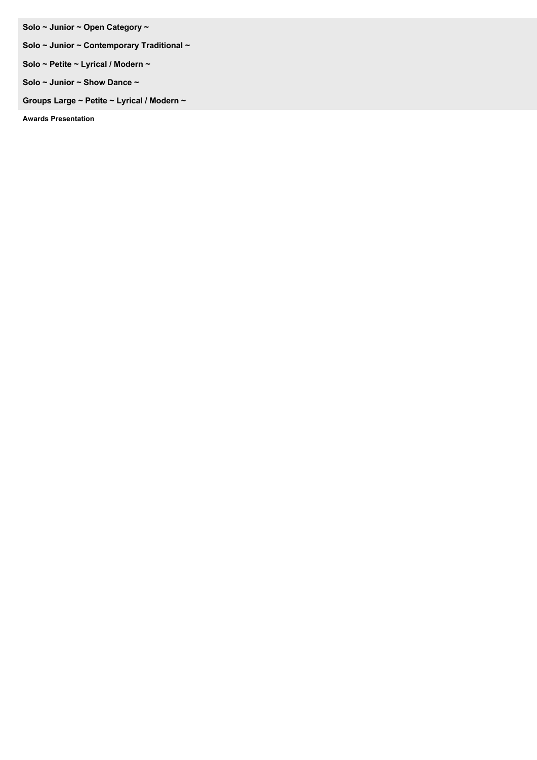**Solo ~ Junior ~ Open Category ~**

**Solo ~ Junior ~ Contemporary Traditional ~**

**Solo ~ Petite ~ Lyrical / Modern ~**

**Solo ~ Junior ~ Show Dance ~**

**Groups Large ~ Petite ~ Lyrical / Modern ~**

**Awards Presentation**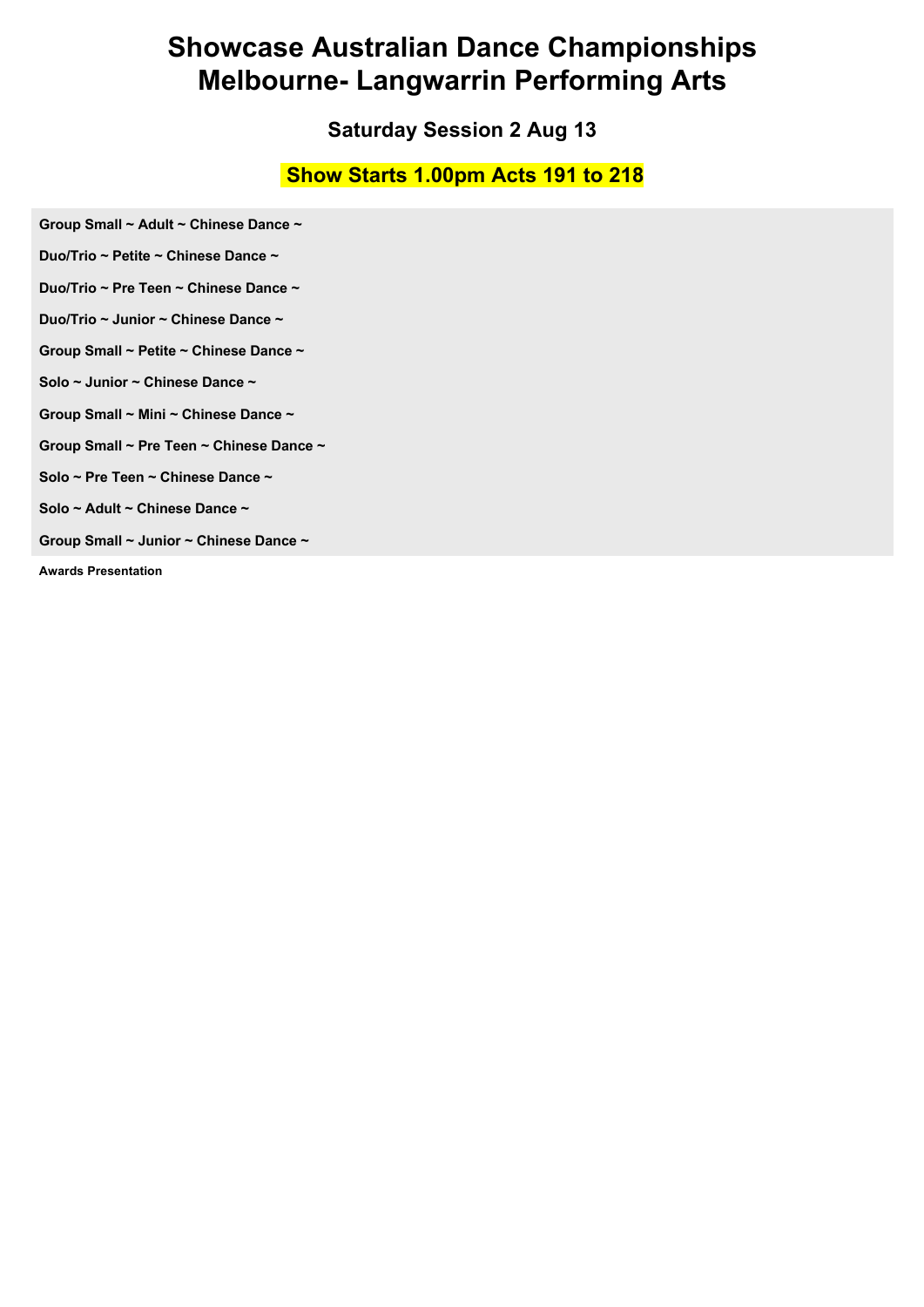# Showcase Australian Dance Championships
# Melbourne- Langwarrin Performing Arts

## Saturday Session 2 Aug 13

## Show Starts 1.00pm Acts 191 to 218

**Group Small ~ Adult ~ Chinese Dance ~**

**Duo/Trio ~ Petite ~ Chinese Dance ~**

**Duo/Trio ~ Pre Teen ~ Chinese Dance ~**

**Duo/Trio ~ Junior ~ Chinese Dance ~**

**Group Small ~ Petite ~ Chinese Dance ~**

**Solo ~ Junior ~ Chinese Dance ~**

**Group Small ~ Mini ~ Chinese Dance ~**

**Group Small ~ Pre Teen ~ Chinese Dance ~**

**Solo ~ Pre Teen ~ Chinese Dance ~**

**Solo ~ Adult ~ Chinese Dance ~**

**Group Small ~ Junior ~ Chinese Dance ~**

**Awards Presentation**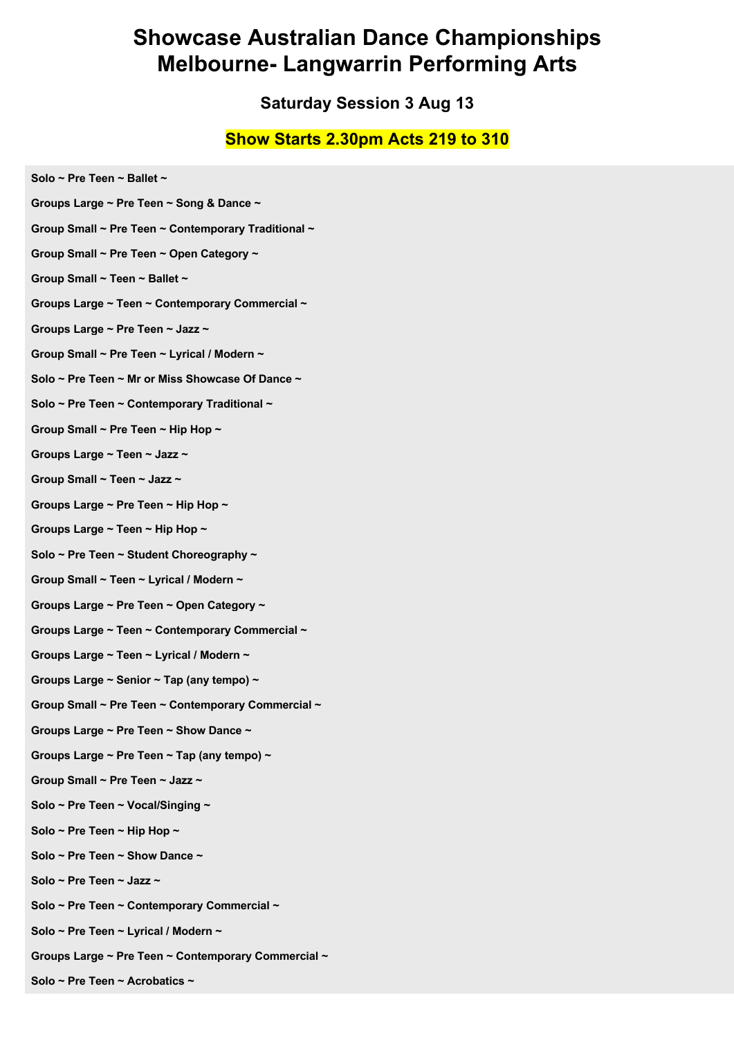# Showcase Australian Dance Championships
# Melbourne- Langwarrin Performing Arts

## Saturday Session 3 Aug 13

## Show Starts 2.30pm Acts 219 to 310

**Solo ~ Pre Teen ~ Ballet ~**

**Groups Large ~ Pre Teen ~ Song & Dance ~**

**Group Small ~ Pre Teen ~ Contemporary Traditional ~**

**Group Small ~ Pre Teen ~ Open Category ~**

**Group Small ~ Teen ~ Ballet ~**

**Groups Large ~ Teen ~ Contemporary Commercial ~**

**Groups Large ~ Pre Teen ~ Jazz ~**

**Group Small ~ Pre Teen ~ Lyrical / Modern ~**

**Solo ~ Pre Teen ~ Mr or Miss Showcase Of Dance ~**

**Solo ~ Pre Teen ~ Contemporary Traditional ~**

**Group Small ~ Pre Teen ~ Hip Hop ~**

**Groups Large ~ Teen ~ Jazz ~**

**Group Small ~ Teen ~ Jazz ~**

**Groups Large ~ Pre Teen ~ Hip Hop ~**

**Groups Large ~ Teen ~ Hip Hop ~**

**Solo ~ Pre Teen ~ Student Choreography ~**

**Group Small ~ Teen ~ Lyrical / Modern ~**

**Groups Large ~ Pre Teen ~ Open Category ~**

**Groups Large ~ Teen ~ Contemporary Commercial ~**

**Groups Large ~ Teen ~ Lyrical / Modern ~**

**Groups Large ~ Senior ~ Tap (any tempo) ~**

**Group Small ~ Pre Teen ~ Contemporary Commercial ~**

**Groups Large ~ Pre Teen ~ Show Dance ~**

**Groups Large ~ Pre Teen ~ Tap (any tempo) ~**

**Group Small ~ Pre Teen ~ Jazz ~**

**Solo ~ Pre Teen ~ Vocal/Singing ~**

**Solo ~ Pre Teen ~ Hip Hop ~**

**Solo ~ Pre Teen ~ Show Dance ~**

**Solo ~ Pre Teen ~ Jazz ~**

**Solo ~ Pre Teen ~ Contemporary Commercial ~**

**Solo ~ Pre Teen ~ Lyrical / Modern ~**

**Groups Large ~ Pre Teen ~ Contemporary Commercial ~**

**Solo ~ Pre Teen ~ Acrobatics ~**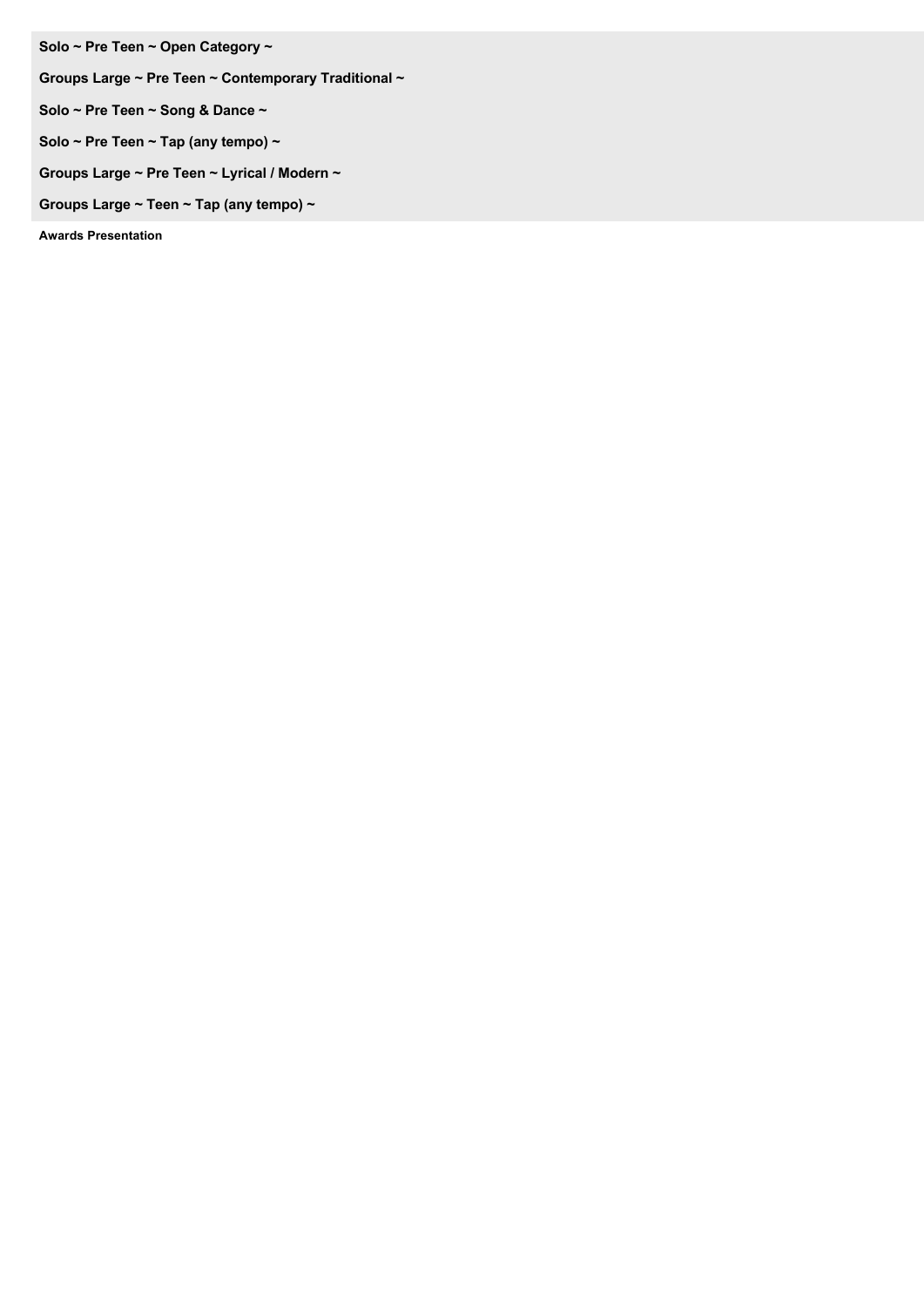**Solo ~ Pre Teen ~ Open Category ~**

**Groups Large ~ Pre Teen ~ Contemporary Traditional ~**

**Solo ~ Pre Teen ~ Song & Dance ~**

**Solo ~ Pre Teen ~ Tap (any tempo) ~**

**Groups Large ~ Pre Teen ~ Lyrical / Modern ~**

**Groups Large ~ Teen ~ Tap (any tempo) ~**

**Awards Presentation**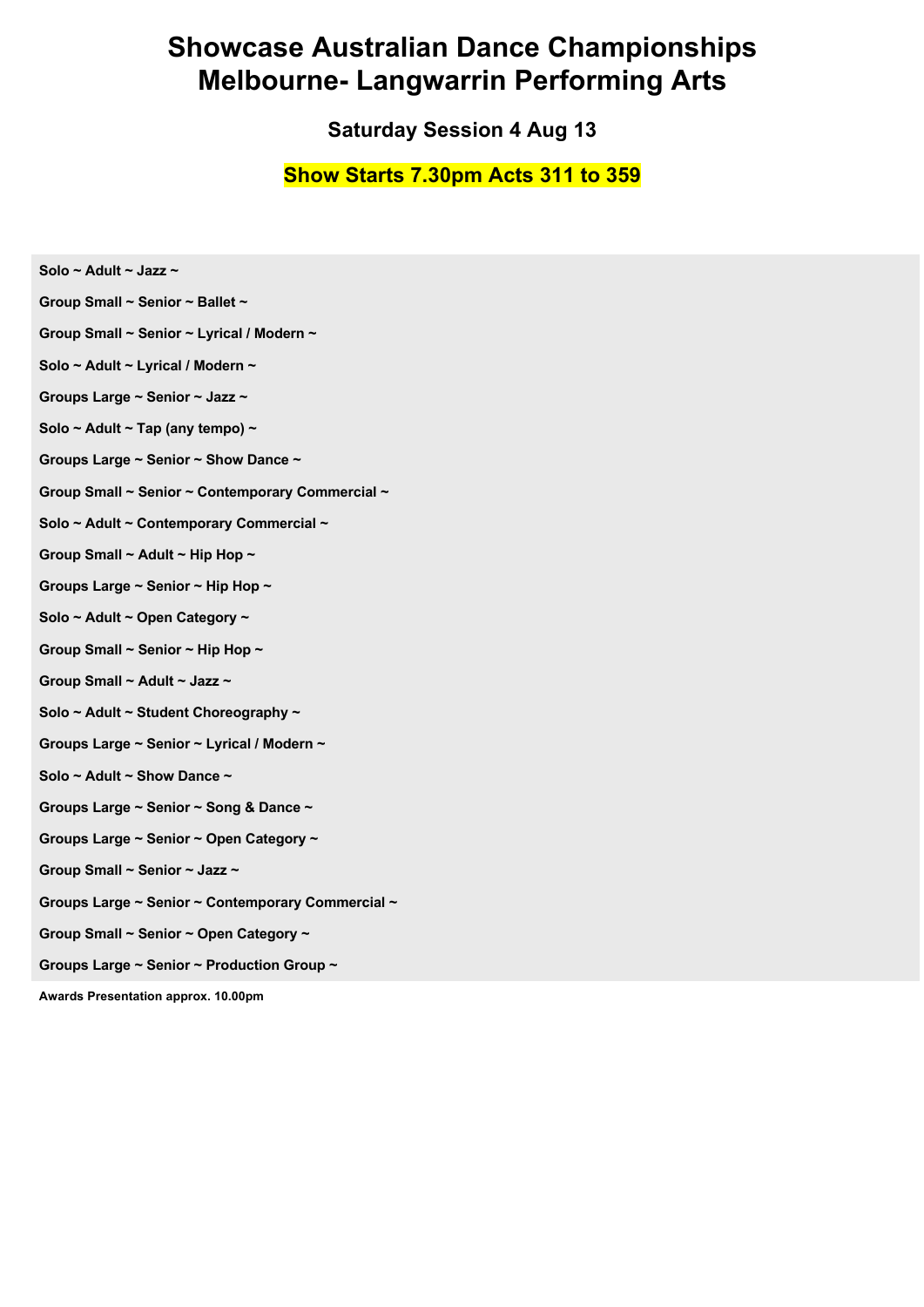# Showcase Australian Dance Championships Melbourne- Langwarrin Performing Arts

## Saturday Session 4 Aug 13

## Show Starts 7.30pm Acts 311 to 359

**Solo ~ Adult ~ Jazz ~**

**Group Small ~ Senior ~ Ballet ~**

**Group Small ~ Senior ~ Lyrical / Modern ~**

**Solo ~ Adult ~ Lyrical / Modern ~**

**Groups Large ~ Senior ~ Jazz ~**

**Solo ~ Adult ~ Tap (any tempo) ~**

**Groups Large ~ Senior ~ Show Dance ~**

**Group Small ~ Senior ~ Contemporary Commercial ~**

**Solo ~ Adult ~ Contemporary Commercial ~**

**Group Small ~ Adult ~ Hip Hop ~**

**Groups Large ~ Senior ~ Hip Hop ~**

**Solo ~ Adult ~ Open Category ~**

**Group Small ~ Senior ~ Hip Hop ~**

**Group Small ~ Adult ~ Jazz ~**

**Solo ~ Adult ~ Student Choreography ~**

**Groups Large ~ Senior ~ Lyrical / Modern ~**

**Solo ~ Adult ~ Show Dance ~**

**Groups Large ~ Senior ~ Song & Dance ~**

**Groups Large ~ Senior ~ Open Category ~**

**Group Small ~ Senior ~ Jazz ~**

**Groups Large ~ Senior ~ Contemporary Commercial ~**

**Group Small ~ Senior ~ Open Category ~**

**Groups Large ~ Senior ~ Production Group ~**

**Awards Presentation approx. 10.00pm**